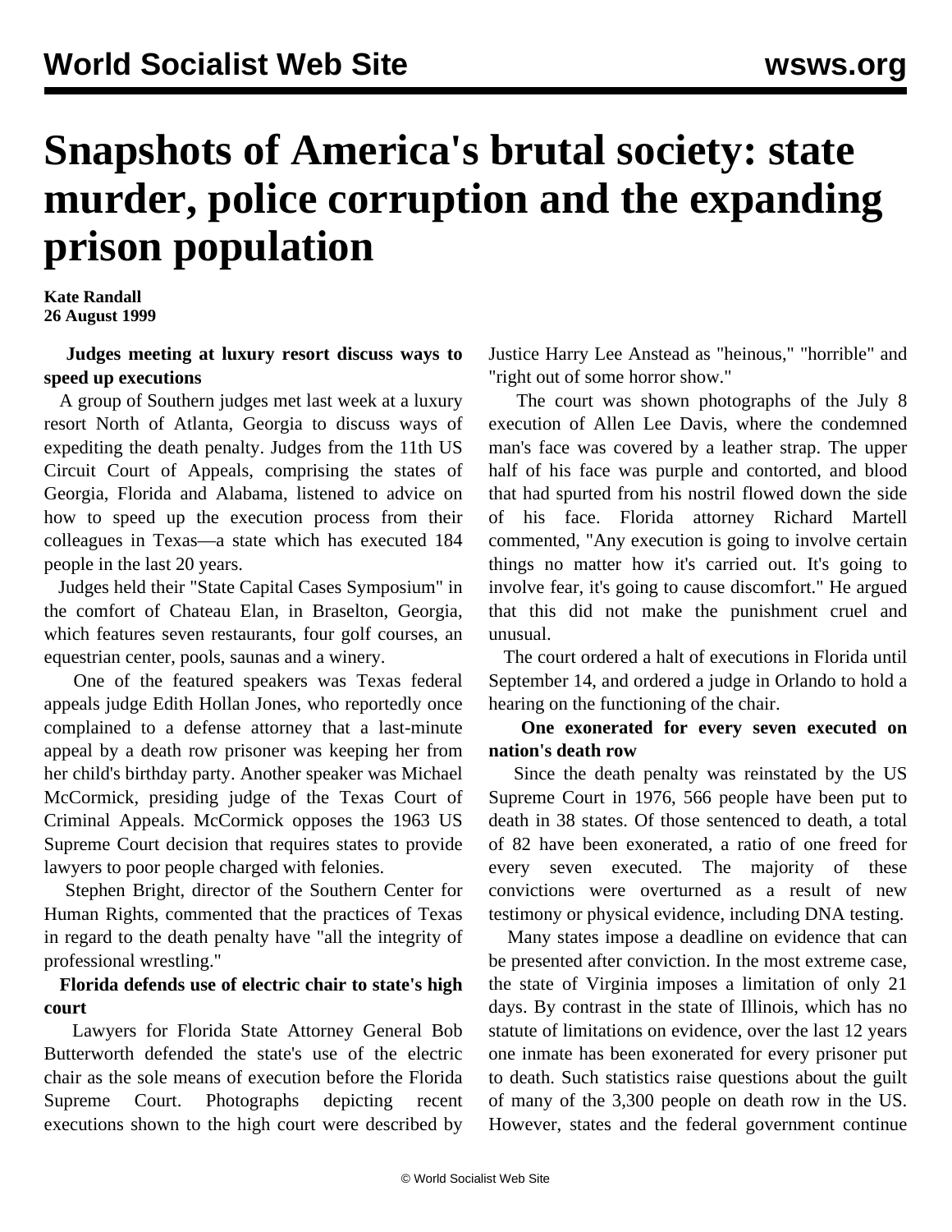# Snapshots of America's brutal society: state murder, police corruption and the expanding prison population

**Kate Randall**
**26 August 1999**

**Judges meeting at luxury resort discuss ways to speed up executions**

A group of Southern judges met last week at a luxury resort North of Atlanta, Georgia to discuss ways of expediting the death penalty. Judges from the 11th US Circuit Court of Appeals, comprising the states of Georgia, Florida and Alabama, listened to advice on how to speed up the execution process from their colleagues in Texas—a state which has executed 184 people in the last 20 years.

Judges held their "State Capital Cases Symposium" in the comfort of Chateau Elan, in Braselton, Georgia, which features seven restaurants, four golf courses, an equestrian center, pools, saunas and a winery.

One of the featured speakers was Texas federal appeals judge Edith Hollan Jones, who reportedly once complained to a defense attorney that a last-minute appeal by a death row prisoner was keeping her from her child's birthday party. Another speaker was Michael McCormick, presiding judge of the Texas Court of Criminal Appeals. McCormick opposes the 1963 US Supreme Court decision that requires states to provide lawyers to poor people charged with felonies.

Stephen Bright, director of the Southern Center for Human Rights, commented that the practices of Texas in regard to the death penalty have "all the integrity of professional wrestling."

**Florida defends use of electric chair to state's high court**

Lawyers for Florida State Attorney General Bob Butterworth defended the state's use of the electric chair as the sole means of execution before the Florida Supreme Court. Photographs depicting recent executions shown to the high court were described by Justice Harry Lee Anstead as "heinous," "horrible" and "right out of some horror show."

The court was shown photographs of the July 8 execution of Allen Lee Davis, where the condemned man's face was covered by a leather strap. The upper half of his face was purple and contorted, and blood that had spurted from his nostril flowed down the side of his face. Florida attorney Richard Martell commented, "Any execution is going to involve certain things no matter how it's carried out. It's going to involve fear, it's going to cause discomfort." He argued that this did not make the punishment cruel and unusual.

The court ordered a halt of executions in Florida until September 14, and ordered a judge in Orlando to hold a hearing on the functioning of the chair.

**One exonerated for every seven executed on nation's death row**

Since the death penalty was reinstated by the US Supreme Court in 1976, 566 people have been put to death in 38 states. Of those sentenced to death, a total of 82 have been exonerated, a ratio of one freed for every seven executed. The majority of these convictions were overturned as a result of new testimony or physical evidence, including DNA testing.

Many states impose a deadline on evidence that can be presented after conviction. In the most extreme case, the state of Virginia imposes a limitation of only 21 days. By contrast in the state of Illinois, which has no statute of limitations on evidence, over the last 12 years one inmate has been exonerated for every prisoner put to death. Such statistics raise questions about the guilt of many of the 3,300 people on death row in the US. However, states and the federal government continue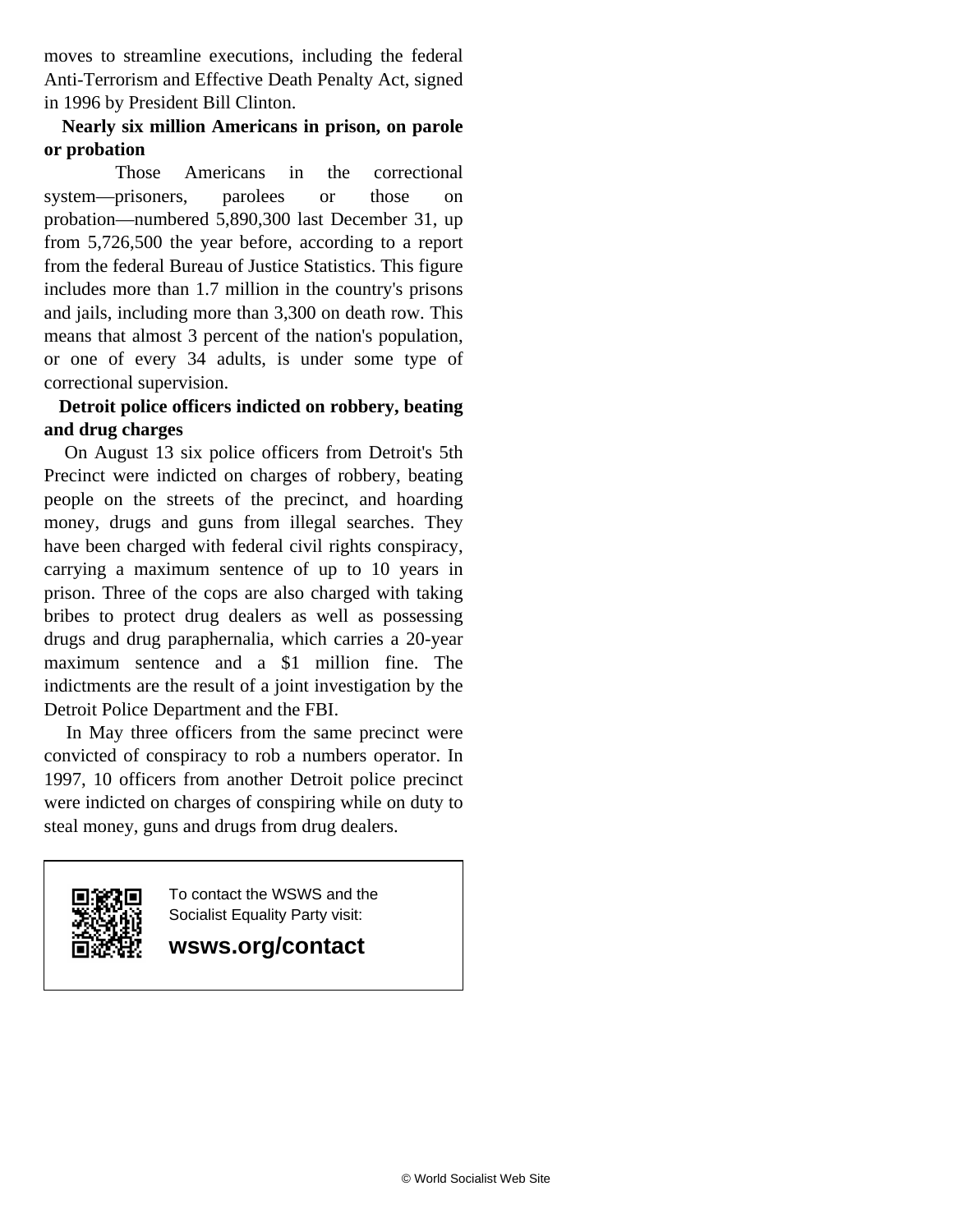moves to streamline executions, including the federal Anti-Terrorism and Effective Death Penalty Act, signed in 1996 by President Bill Clinton.

**Nearly six million Americans in prison, on parole or probation**

Those Americans in the correctional system—prisoners, parolees or those on probation—numbered 5,890,300 last December 31, up from 5,726,500 the year before, according to a report from the federal Bureau of Justice Statistics. This figure includes more than 1.7 million in the country's prisons and jails, including more than 3,300 on death row. This means that almost 3 percent of the nation's population, or one of every 34 adults, is under some type of correctional supervision.

**Detroit police officers indicted on robbery, beating and drug charges**

On August 13 six police officers from Detroit's 5th Precinct were indicted on charges of robbery, beating people on the streets of the precinct, and hoarding money, drugs and guns from illegal searches. They have been charged with federal civil rights conspiracy, carrying a maximum sentence of up to 10 years in prison. Three of the cops are also charged with taking bribes to protect drug dealers as well as possessing drugs and drug paraphernalia, which carries a 20-year maximum sentence and a $1 million fine. The indictments are the result of a joint investigation by the Detroit Police Department and the FBI.

In May three officers from the same precinct were convicted of conspiracy to rob a numbers operator. In 1997, 10 officers from another Detroit police precinct were indicted on charges of conspiring while on duty to steal money, guns and drugs from drug dealers.

To contact the WSWS and the Socialist Equality Party visit:

**wsws.org/contact**